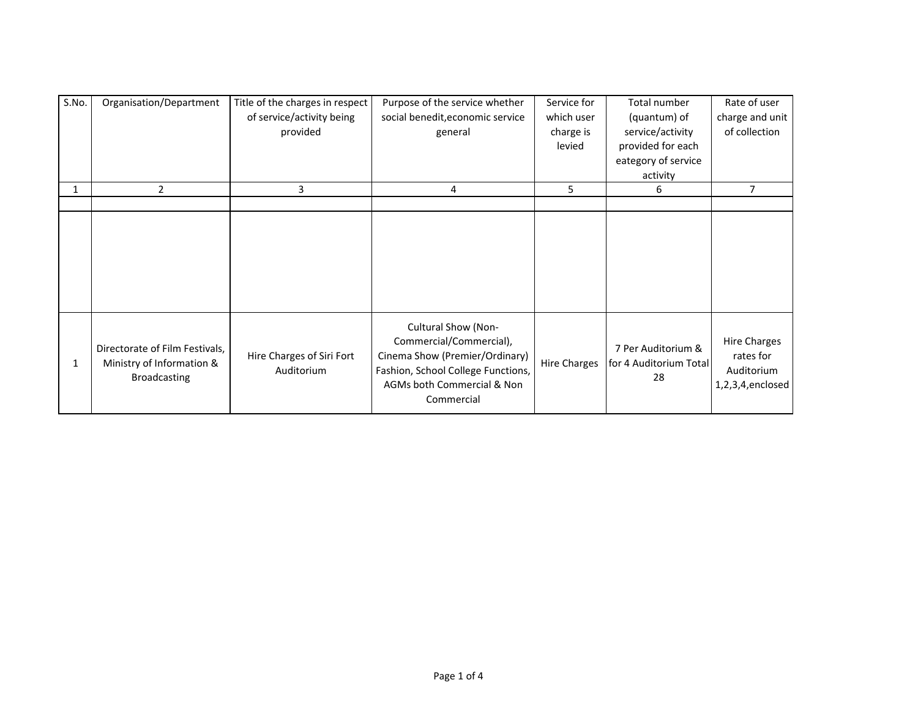| S.No. | Organisation/Department | Title of the charges in respect of service/activity being provided | Purpose of the service whether social benedit,economic service general | Service for which user charge is levied | Total number (quantum) of service/activity provided for each eategory of service activity | Rate of user charge and unit of collection |
|---|---|---|---|---|---|---|
| 1 | 2 | 3 | 4 | 5 | 6 | 7 |
| | | | | | | |
| | | | | | | |
| 1 | Directorate of Film Festivals, Ministry of Information & Broadcasting | Hire Charges of Siri Fort Auditorium | Cultural Show (Non-Commercial/Commercial), Cinema Show (Premier/Ordinary) Fashion, School College Functions, AGMs both Commercial & Non Commercial | Hire Charges | 7 Per Auditorium & for 4 Auditorium Total 28 | Hire Charges rates for Auditorium 1,2,3,4,enclosed |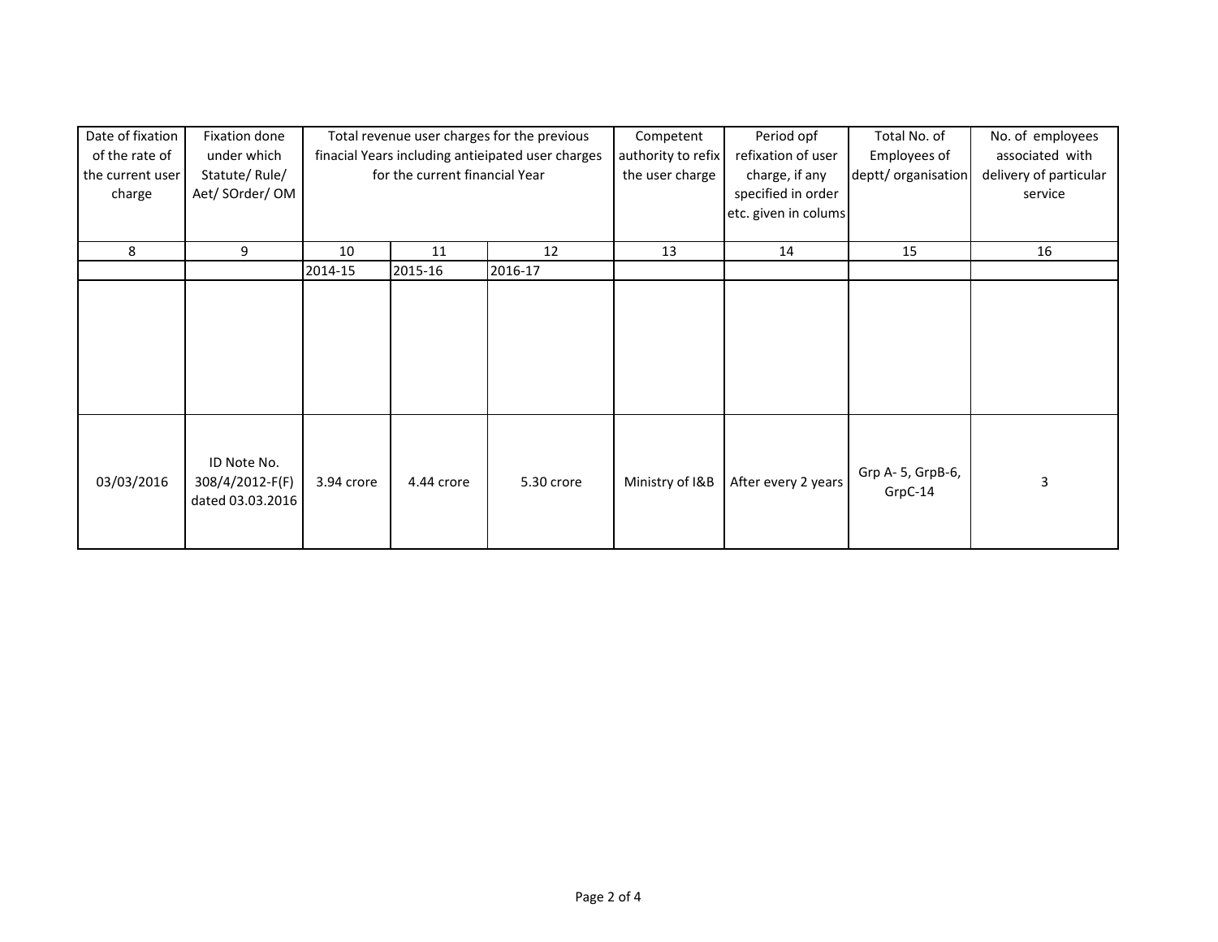| Date of fixation of the rate of the current user charge | Fixation done under which Statute/ Rule/ Aet/ SOrder/ OM | Total revenue user charges for the previous finacial Years including antieipated user charges for the current financial Year | | | Competent authority to refix the user charge | Period opf refixation of user charge, if any specified in order etc. given in colums | Total No. of Employees of deptt/ organisation | No. of employees associated with delivery of particular service |
|---|---|---|---|---|---|---|---|---|
| 8 | 9 | 10 | 11 | 12 | 13 | 14 | 15 | 16 |
| | | 2014-15 | 2015-16 | 2016-17 | | | | |
| | | | | | | | | |
| 03/03/2016 | ID Note No. 308/4/2012-F(F) dated 03.03.2016 | 3.94 crore | 4.44 crore | 5.30 crore | Ministry of I&B | After every 2 years | Grp A- 5, GrpB-6, GrpC-14 | 3 |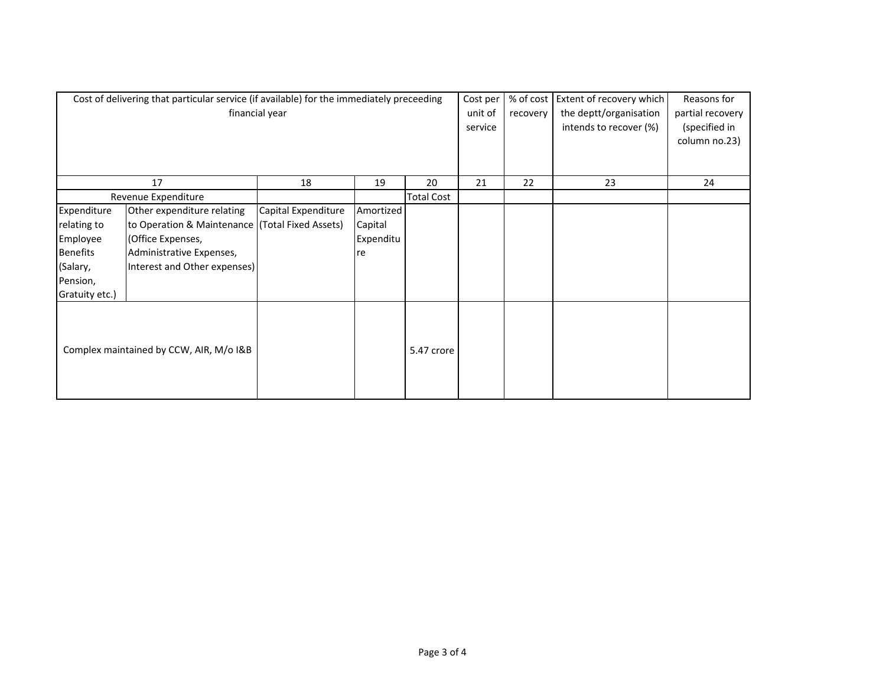| Cost of delivering that particular service (if available) for the immediately preceeding financial year | | | | | Cost per unit of service | % of cost recovery | Extent of recovery which the deptt/organisation intends to recover (%) | Reasons for partial recovery (specified in column no.23) |
|---|---|---|---|---|---|---|---|---|
| 17 | | 18 | 19 | 20 | 21 | 22 | 23 | 24 |
| Revenue Expenditure | | | | Total Cost | | | | |
| Expenditure relating to Employee Benefits (Salary, Pension, Gratuity etc.) | Other expenditure relating to Operation & Maintenance (Office Expenses, Administrative Expenses, Interest and Other expenses) | Capital Expenditure (Total Fixed Assets) | Amortized Capital Expenditure | | | | | |
| Complex maintained by CCW, AIR, M/o I&B | | | | 5.47 crore | | | | |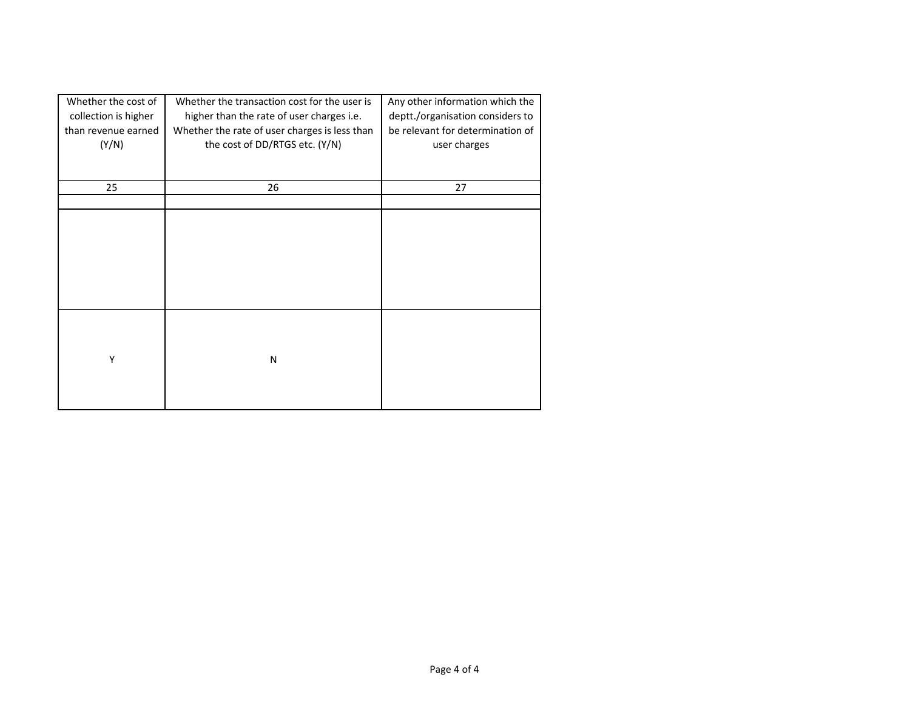| Whether the cost of collection is higher than revenue earned (Y/N) | Whether the transaction cost for the user is higher than the rate of user charges i.e. Whether the rate of user charges is less than the cost of DD/RTGS etc. (Y/N) | Any other information which the deptt./organisation considers to be relevant for determination of user charges |
|---|---|---|
| 25 | 26 | 27 |
| | | |
| | | |
| Y | N | |